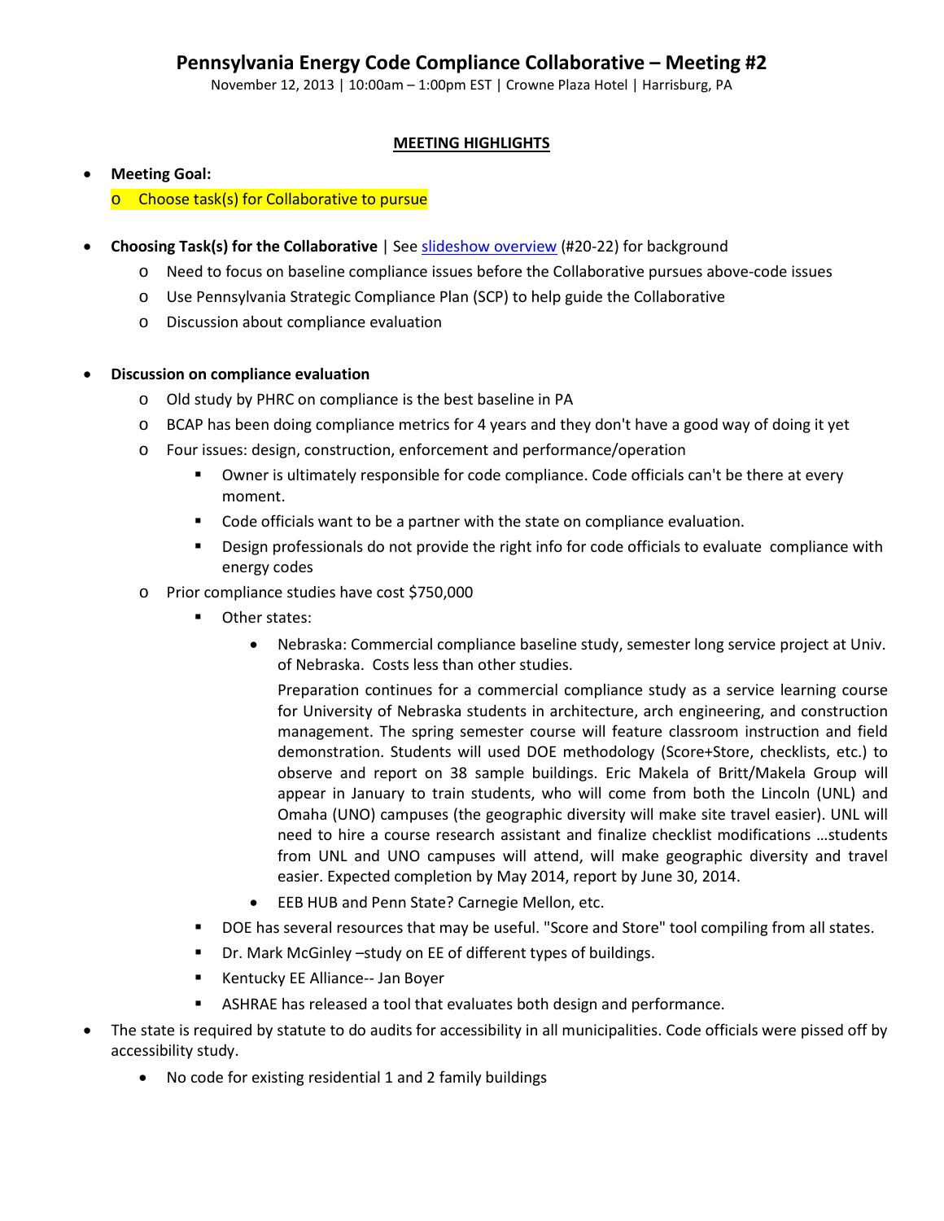# Pennsylvania Energy Code Compliance Collaborative – Meeting #2

November 12, 2013 | 10:00am – 1:00pm EST | Crowne Plaza Hotel | Harrisburg, PA

## MEETING HIGHLIGHTS

- **Meeting Goal:**
  - Choose task(s) for Collaborative to pursue
- **Choosing Task(s) for the Collaborative** | See slideshow overview (#20-22) for background
  - Need to focus on baseline compliance issues before the Collaborative pursues above-code issues
  - Use Pennsylvania Strategic Compliance Plan (SCP) to help guide the Collaborative
  - Discussion about compliance evaluation
- **Discussion on compliance evaluation**
  - Old study by PHRC on compliance is the best baseline in PA
  - BCAP has been doing compliance metrics for 4 years and they don't have a good way of doing it yet
  - Four issues: design, construction, enforcement and performance/operation
    - Owner is ultimately responsible for code compliance. Code officials can't be there at every moment.
    - Code officials want to be a partner with the state on compliance evaluation.
    - Design professionals do not provide the right info for code officials to evaluate compliance with energy codes
  - Prior compliance studies have cost $750,000
    - Other states:
      - Nebraska: Commercial compliance baseline study, semester long service project at Univ. of Nebraska. Costs less than other studies.

        Preparation continues for a commercial compliance study as a service learning course for University of Nebraska students in architecture, arch engineering, and construction management. The spring semester course will feature classroom instruction and field demonstration. Students will used DOE methodology (Score+Store, checklists, etc.) to observe and report on 38 sample buildings. Eric Makela of Britt/Makela Group will appear in January to train students, who will come from both the Lincoln (UNL) and Omaha (UNO) campuses (the geographic diversity will make site travel easier). UNL will need to hire a course research assistant and finalize checklist modifications …students from UNL and UNO campuses will attend, will make geographic diversity and travel easier. Expected completion by May 2014, report by June 30, 2014.
      - EEB HUB and Penn State? Carnegie Mellon, etc.
    - DOE has several resources that may be useful. "Score and Store" tool compiling from all states.
    - Dr. Mark McGinley –study on EE of different types of buildings.
    - Kentucky EE Alliance-- Jan Boyer
    - ASHRAE has released a tool that evaluates both design and performance.
- The state is required by statute to do audits for accessibility in all municipalities. Code officials were pissed off by accessibility study.
  - No code for existing residential 1 and 2 family buildings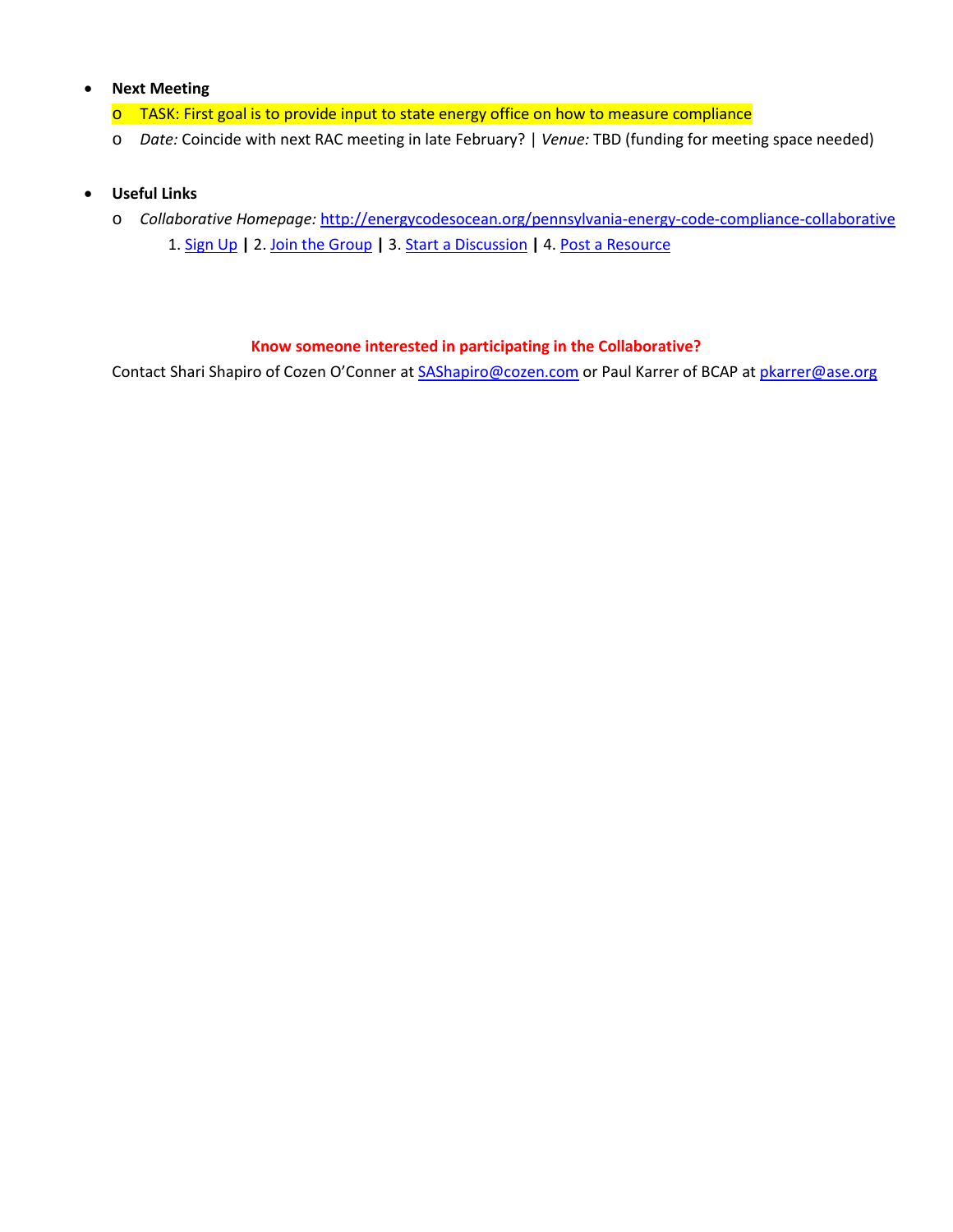- **Next Meeting**
  - TASK: First goal is to provide input to state energy office on how to measure compliance
  - *Date:* Coincide with next RAC meeting in late February? | *Venue:* TBD (funding for meeting space needed)

- **Useful Links**
  - *Collaborative Homepage:* http://energycodesocean.org/pennsylvania-energy-code-compliance-collaborative
    1. Sign Up **|** 2. Join the Group **|** 3. Start a Discussion **|** 4. Post a Resource

**Know someone interested in participating in the Collaborative?**

Contact Shari Shapiro of Cozen O'Conner at SAShapiro@cozen.com or Paul Karrer of BCAP at pkarrer@ase.org